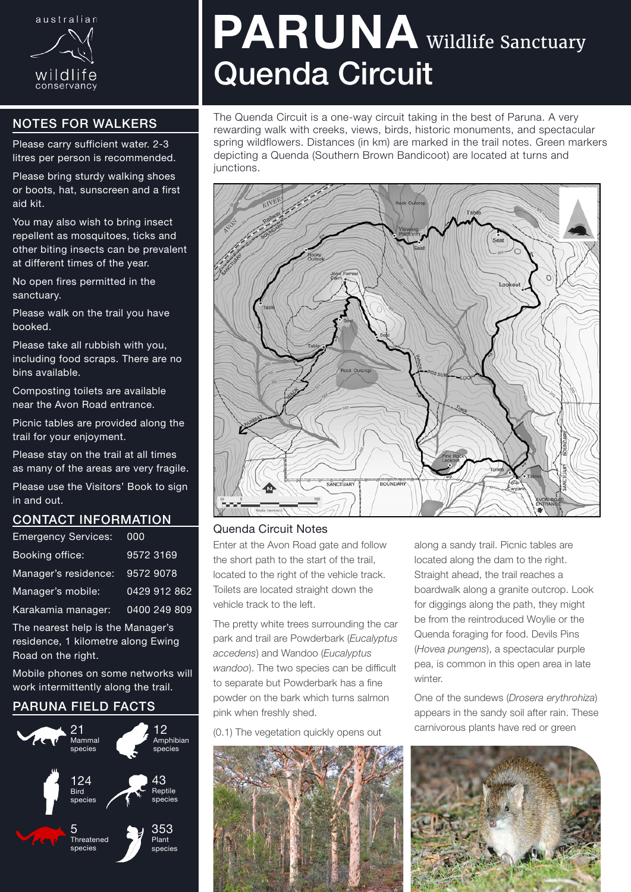# PARUNA Wildlife Sanctuary

# Quenda Circuit

The Quenda Circuit is a one-way circuit taking in the best of Paruna. A very rewarding walk with creeks, views, birds, historic monuments, and spectacular spring wildflowers. Distances (in km) are marked in the trail notes. Green markers depicting a Quenda (Southern Brown Bandicoot) are located at turns and junctions.

## NOTES FOR WALKERS

Please carry sufficient water. 2-3 litres per person is recommended.

Please bring sturdy walking shoes or boots, hat, sunscreen and a first aid kit.

You may also wish to bring insect repellent as mosquitoes, ticks and other biting insects can be prevalent at different times of the year.

No open fires permitted in the sanctuary.

Please walk on the trail you have booked.

Please take all rubbish with you, including food scraps. There are no bins available.

Composting toilets are available near the Avon Road entrance.

Picnic tables are provided along the trail for your enjoyment.

Please stay on the trail at all times as many of the areas are very fragile.

Please use the Visitors' Book to sign in and out.

## CONTACT INFORMATION

| | |
|---|---|
| Emergency Services: | 000 |
| Booking office: | 9572 3169 |
| Manager's residence: | 9572 9078 |
| Manager's mobile: | 0429 912 862 |
| Karakamia manager: | 0400 249 809 |

The nearest help is the Manager's residence, 1 kilometre along Ewing Road on the right.

Mobile phones on some networks will work intermittently along the trail.

## PARUNA FIELD FACTS

- 21 Mammal species
- 12 Amphibian species
- 124 Bird species
- 43 Reptile species
- 5 Threatened species
- 353 Plant species

## Quenda Circuit Notes

Enter at the Avon Road gate and follow the short path to the start of the trail, located to the right of the vehicle track. Toilets are located straight down the vehicle track to the left.

The pretty white trees surrounding the car park and trail are Powderbark (*Eucalyptus accedens*) and Wandoo (*Eucalyptus wandoo*). The two species can be difficult to separate but Powderbark has a fine powder on the bark which turns salmon pink when freshly shed.

(0.1) The vegetation quickly opens out along a sandy trail. Picnic tables are located along the dam to the right. Straight ahead, the trail reaches a boardwalk along a granite outcrop. Look for diggings along the path, they might be from the reintroduced Woylie or the Quenda foraging for food. Devils Pins (*Hovea pungens*), a spectacular purple pea, is common in this open area in late winter.

One of the sundews (*Drosera erythrohiza*) appears in the sandy soil after rain. These carnivorous plants have red or green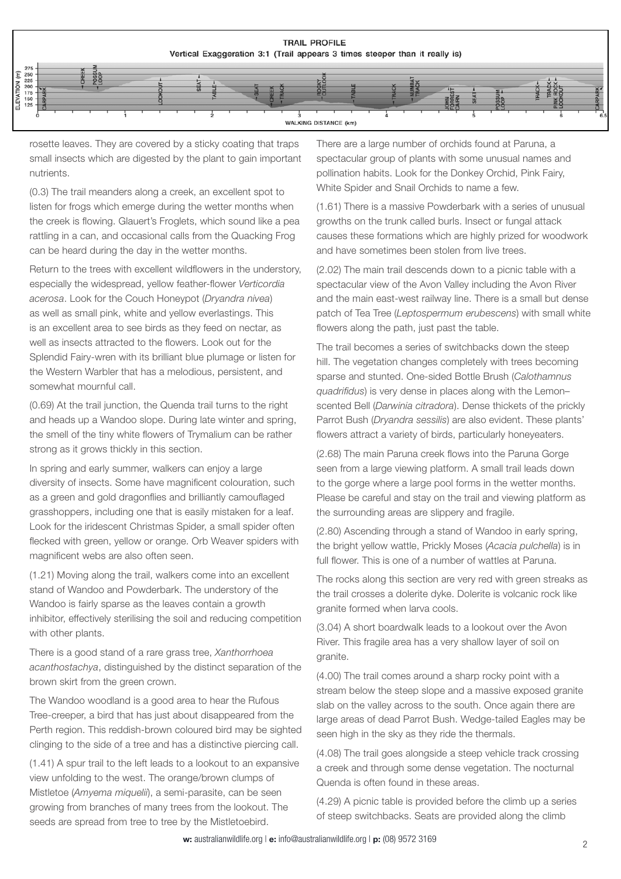**TRAIL PROFILE**
Vertical Exaggeration 3:1 (Trail appears 3 times steeper than it really is)

rosette leaves. They are covered by a sticky coating that traps small insects which are digested by the plant to gain important nutrients.

(0.3) The trail meanders along a creek, an excellent spot to listen for frogs which emerge during the wetter months when the creek is flowing. Glauert's Froglets, which sound like a pea rattling in a can, and occasional calls from the Quacking Frog can be heard during the day in the wetter months.

Return to the trees with excellent wildflowers in the understory, especially the widespread, yellow feather-flower *Verticordia acerosa*. Look for the Couch Honeypot (*Dryandra nivea*) as well as small pink, white and yellow everlastings. This is an excellent area to see birds as they feed on nectar, as well as insects attracted to the flowers. Look out for the Splendid Fairy-wren with its brilliant blue plumage or listen for the Western Warbler that has a melodious, persistent, and somewhat mournful call.

(0.69) At the trail junction, the Quenda trail turns to the right and heads up a Wandoo slope. During late winter and spring, the smell of the tiny white flowers of Trymalium can be rather strong as it grows thickly in this section.

In spring and early summer, walkers can enjoy a large diversity of insects. Some have magnificent colouration, such as a green and gold dragonflies and brilliantly camouflaged grasshoppers, including one that is easily mistaken for a leaf. Look for the iridescent Christmas Spider, a small spider often flecked with green, yellow or orange. Orb Weaver spiders with magnificent webs are also often seen.

(1.21) Moving along the trail, walkers come into an excellent stand of Wandoo and Powderbark. The understory of the Wandoo is fairly sparse as the leaves contain a growth inhibitor, effectively sterilising the soil and reducing competition with other plants.

There is a good stand of a rare grass tree, *Xanthorrhoea acanthostachya*, distinguished by the distinct separation of the brown skirt from the green crown.

The Wandoo woodland is a good area to hear the Rufous Tree-creeper, a bird that has just about disappeared from the Perth region. This reddish-brown coloured bird may be sighted clinging to the side of a tree and has a distinctive piercing call.

(1.41) A spur trail to the left leads to a lookout to an expansive view unfolding to the west. The orange/brown clumps of Mistletoe (*Amyema miquelii*), a semi-parasite, can be seen growing from branches of many trees from the lookout. The seeds are spread from tree to tree by the Mistletoebird.

There are a large number of orchids found at Paruna, a spectacular group of plants with some unusual names and pollination habits. Look for the Donkey Orchid, Pink Fairy, White Spider and Snail Orchids to name a few.

(1.61) There is a massive Powderbark with a series of unusual growths on the trunk called burls. Insect or fungal attack causes these formations which are highly prized for woodwork and have sometimes been stolen from live trees.

(2.02) The main trail descends down to a picnic table with a spectacular view of the Avon Valley including the Avon River and the main east-west railway line. There is a small but dense patch of Tea Tree (*Leptospermum erubescens*) with small white flowers along the path, just past the table.

The trail becomes a series of switchbacks down the steep hill. The vegetation changes completely with trees becoming sparse and stunted. One-sided Bottle Brush (*Calothamnus quadrifidus*) is very dense in places along with the Lemon–scented Bell (*Darwinia citradora*). Dense thickets of the prickly Parrot Bush (*Dryandra sessilis*) are also evident. These plants' flowers attract a variety of birds, particularly honeyeaters.

(2.68) The main Paruna creek flows into the Paruna Gorge seen from a large viewing platform. A small trail leads down to the gorge where a large pool forms in the wetter months. Please be careful and stay on the trail and viewing platform as the surrounding areas are slippery and fragile.

(2.80) Ascending through a stand of Wandoo in early spring, the bright yellow wattle, Prickly Moses (*Acacia pulchella*) is in full flower. This is one of a number of wattles at Paruna.

The rocks along this section are very red with green streaks as the trail crosses a dolerite dyke. Dolerite is volcanic rock like granite formed when larva cools.

(3.04) A short boardwalk leads to a lookout over the Avon River. This fragile area has a very shallow layer of soil on granite.

(4.00) The trail comes around a sharp rocky point with a stream below the steep slope and a massive exposed granite slab on the valley across to the south. Once again there are large areas of dead Parrot Bush. Wedge-tailed Eagles may be seen high in the sky as they ride the thermals.

(4.08) The trail goes alongside a steep vehicle track crossing a creek and through some dense vegetation. The nocturnal Quenda is often found in these areas.

(4.29) A picnic table is provided before the climb up a series of steep switchbacks. Seats are provided along the climb

**w:** australianwildlife.org | **e:** info@australianwildlife.org | **p:** (08) 9572 3169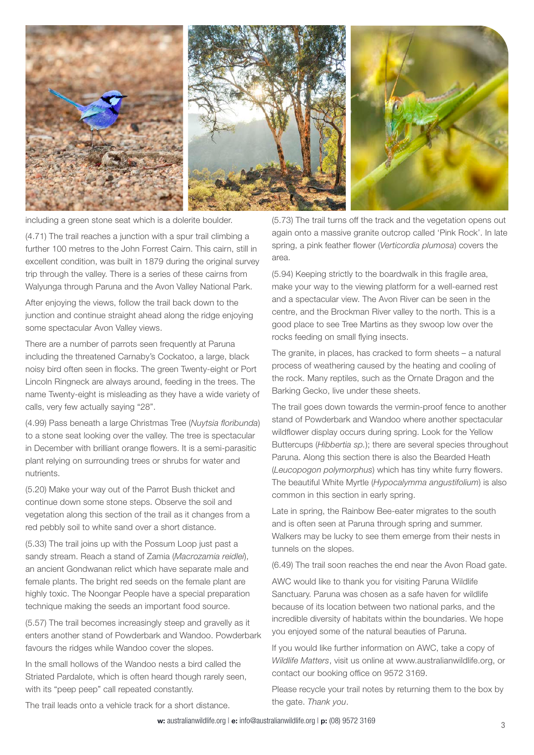including a green stone seat which is a dolerite boulder.

(4.71) The trail reaches a junction with a spur trail climbing a further 100 metres to the John Forrest Cairn. This cairn, still in excellent condition, was built in 1879 during the original survey trip through the valley. There is a series of these cairns from Walyunga through Paruna and the Avon Valley National Park.

After enjoying the views, follow the trail back down to the junction and continue straight ahead along the ridge enjoying some spectacular Avon Valley views.

There are a number of parrots seen frequently at Paruna including the threatened Carnaby's Cockatoo, a large, black noisy bird often seen in flocks. The green Twenty-eight or Port Lincoln Ringneck are always around, feeding in the trees. The name Twenty-eight is misleading as they have a wide variety of calls, very few actually saying "28".

(4.99) Pass beneath a large Christmas Tree (*Nuytsia floribunda*) to a stone seat looking over the valley. The tree is spectacular in December with brilliant orange flowers. It is a semi-parasitic plant relying on surrounding trees or shrubs for water and nutrients.

(5.20) Make your way out of the Parrot Bush thicket and continue down some stone steps. Observe the soil and vegetation along this section of the trail as it changes from a red pebbly soil to white sand over a short distance.

(5.33) The trail joins up with the Possum Loop just past a sandy stream. Reach a stand of Zamia (*Macrozamia reidlei*), an ancient Gondwanan relict which have separate male and female plants. The bright red seeds on the female plant are highly toxic. The Noongar People have a special preparation technique making the seeds an important food source.

(5.57) The trail becomes increasingly steep and gravelly as it enters another stand of Powderbark and Wandoo. Powderbark favours the ridges while Wandoo cover the slopes.

In the small hollows of the Wandoo nests a bird called the Striated Pardalote, which is often heard though rarely seen, with its "peep peep" call repeated constantly.

The trail leads onto a vehicle track for a short distance.

(5.73) The trail turns off the track and the vegetation opens out again onto a massive granite outcrop called 'Pink Rock'. In late spring, a pink feather flower (*Verticordia plumosa*) covers the area.

(5.94) Keeping strictly to the boardwalk in this fragile area, make your way to the viewing platform for a well-earned rest and a spectacular view. The Avon River can be seen in the centre, and the Brockman River valley to the north. This is a good place to see Tree Martins as they swoop low over the rocks feeding on small flying insects.

The granite, in places, has cracked to form sheets – a natural process of weathering caused by the heating and cooling of the rock. Many reptiles, such as the Ornate Dragon and the Barking Gecko, live under these sheets.

The trail goes down towards the vermin-proof fence to another stand of Powderbark and Wandoo where another spectacular wildflower display occurs during spring. Look for the Yellow Buttercups (*Hibbertia sp.*); there are several species throughout Paruna. Along this section there is also the Bearded Heath (*Leucopogon polymorphus*) which has tiny white furry flowers. The beautiful White Myrtle (*Hypocalymma angustifolium*) is also common in this section in early spring.

Late in spring, the Rainbow Bee-eater migrates to the south and is often seen at Paruna through spring and summer. Walkers may be lucky to see them emerge from their nests in tunnels on the slopes.

(6.49) The trail soon reaches the end near the Avon Road gate.

AWC would like to thank you for visiting Paruna Wildlife Sanctuary. Paruna was chosen as a safe haven for wildlife because of its location between two national parks, and the incredible diversity of habitats within the boundaries. We hope you enjoyed some of the natural beauties of Paruna.

If you would like further information on AWC, take a copy of *Wildlife Matters*, visit us online at www.australianwildlife.org, or contact our booking office on 9572 3169.

Please recycle your trail notes by returning them to the box by the gate. *Thank you*.